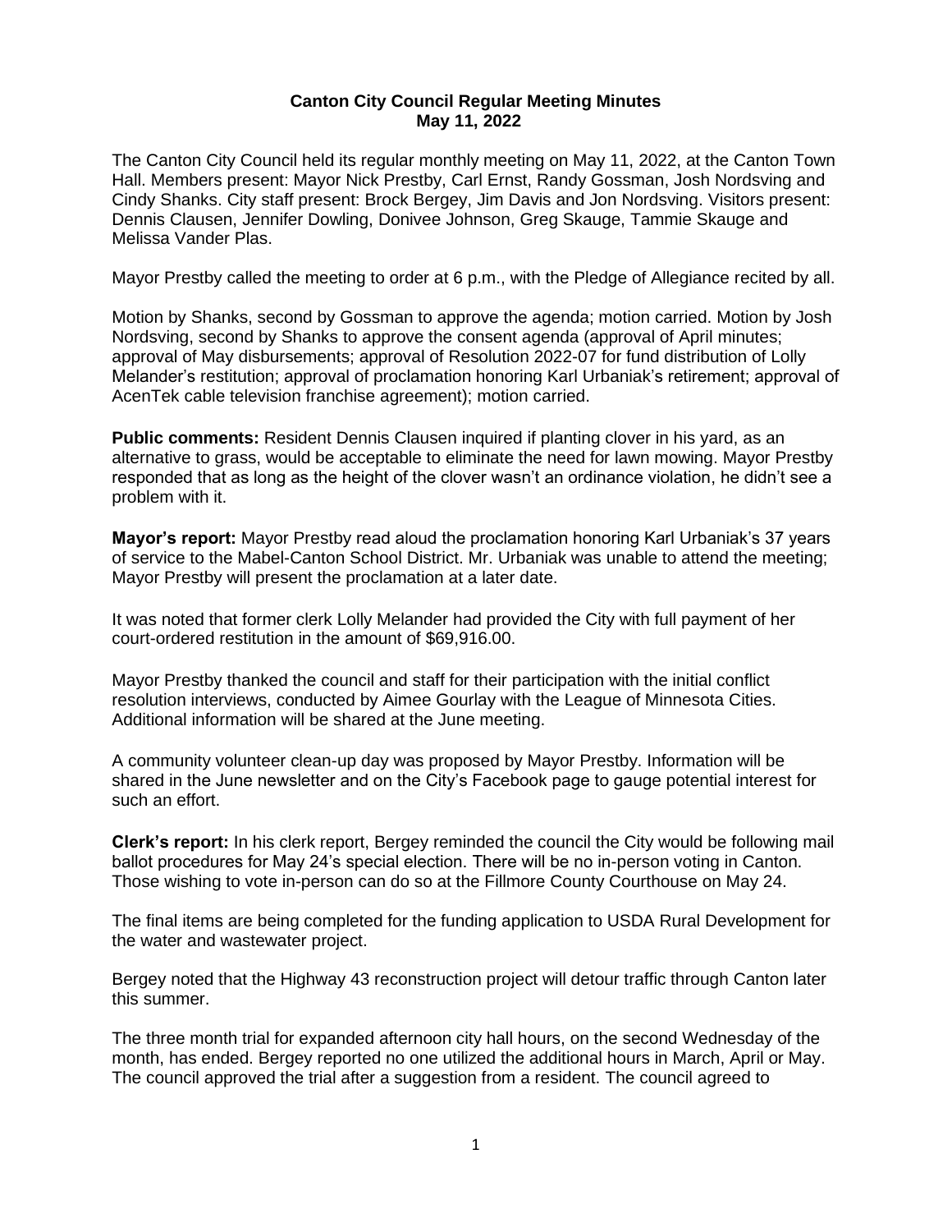**Canton City Council Regular Meeting Minutes**
**May 11, 2022**

The Canton City Council held its regular monthly meeting on May 11, 2022, at the Canton Town Hall. Members present: Mayor Nick Prestby, Carl Ernst, Randy Gossman, Josh Nordsving and Cindy Shanks. City staff present: Brock Bergey, Jim Davis and Jon Nordsving. Visitors present: Dennis Clausen, Jennifer Dowling, Donivee Johnson, Greg Skauge, Tammie Skauge and Melissa Vander Plas.

Mayor Prestby called the meeting to order at 6 p.m., with the Pledge of Allegiance recited by all.

Motion by Shanks, second by Gossman to approve the agenda; motion carried. Motion by Josh Nordsving, second by Shanks to approve the consent agenda (approval of April minutes; approval of May disbursements; approval of Resolution 2022-07 for fund distribution of Lolly Melander's restitution; approval of proclamation honoring Karl Urbaniak's retirement; approval of AcenTek cable television franchise agreement); motion carried.

**Public comments:** Resident Dennis Clausen inquired if planting clover in his yard, as an alternative to grass, would be acceptable to eliminate the need for lawn mowing. Mayor Prestby responded that as long as the height of the clover wasn't an ordinance violation, he didn't see a problem with it.

**Mayor's report:** Mayor Prestby read aloud the proclamation honoring Karl Urbaniak's 37 years of service to the Mabel-Canton School District. Mr. Urbaniak was unable to attend the meeting; Mayor Prestby will present the proclamation at a later date.

It was noted that former clerk Lolly Melander had provided the City with full payment of her court-ordered restitution in the amount of $69,916.00.

Mayor Prestby thanked the council and staff for their participation with the initial conflict resolution interviews, conducted by Aimee Gourlay with the League of Minnesota Cities. Additional information will be shared at the June meeting.

A community volunteer clean-up day was proposed by Mayor Prestby. Information will be shared in the June newsletter and on the City's Facebook page to gauge potential interest for such an effort.

**Clerk's report:** In his clerk report, Bergey reminded the council the City would be following mail ballot procedures for May 24's special election. There will be no in-person voting in Canton. Those wishing to vote in-person can do so at the Fillmore County Courthouse on May 24.

The final items are being completed for the funding application to USDA Rural Development for the water and wastewater project.

Bergey noted that the Highway 43 reconstruction project will detour traffic through Canton later this summer.

The three month trial for expanded afternoon city hall hours, on the second Wednesday of the month, has ended. Bergey reported no one utilized the additional hours in March, April or May. The council approved the trial after a suggestion from a resident. The council agreed to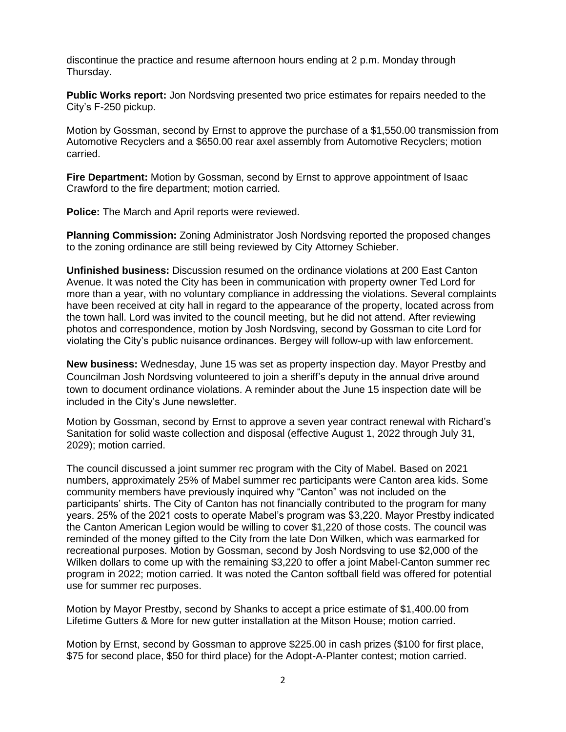discontinue the practice and resume afternoon hours ending at 2 p.m. Monday through Thursday.

**Public Works report:** Jon Nordsving presented two price estimates for repairs needed to the City's F-250 pickup.

Motion by Gossman, second by Ernst to approve the purchase of a $1,550.00 transmission from Automotive Recyclers and a $650.00 rear axel assembly from Automotive Recyclers; motion carried.

**Fire Department:** Motion by Gossman, second by Ernst to approve appointment of Isaac Crawford to the fire department; motion carried.

**Police:** The March and April reports were reviewed.

**Planning Commission:** Zoning Administrator Josh Nordsving reported the proposed changes to the zoning ordinance are still being reviewed by City Attorney Schieber.

**Unfinished business:** Discussion resumed on the ordinance violations at 200 East Canton Avenue. It was noted the City has been in communication with property owner Ted Lord for more than a year, with no voluntary compliance in addressing the violations. Several complaints have been received at city hall in regard to the appearance of the property, located across from the town hall. Lord was invited to the council meeting, but he did not attend. After reviewing photos and correspondence, motion by Josh Nordsving, second by Gossman to cite Lord for violating the City's public nuisance ordinances. Bergey will follow-up with law enforcement.

**New business:** Wednesday, June 15 was set as property inspection day. Mayor Prestby and Councilman Josh Nordsving volunteered to join a sheriff's deputy in the annual drive around town to document ordinance violations. A reminder about the June 15 inspection date will be included in the City's June newsletter.

Motion by Gossman, second by Ernst to approve a seven year contract renewal with Richard's Sanitation for solid waste collection and disposal (effective August 1, 2022 through July 31, 2029); motion carried.

The council discussed a joint summer rec program with the City of Mabel. Based on 2021 numbers, approximately 25% of Mabel summer rec participants were Canton area kids. Some community members have previously inquired why "Canton" was not included on the participants' shirts. The City of Canton has not financially contributed to the program for many years. 25% of the 2021 costs to operate Mabel's program was $3,220. Mayor Prestby indicated the Canton American Legion would be willing to cover $1,220 of those costs. The council was reminded of the money gifted to the City from the late Don Wilken, which was earmarked for recreational purposes. Motion by Gossman, second by Josh Nordsving to use $2,000 of the Wilken dollars to come up with the remaining $3,220 to offer a joint Mabel-Canton summer rec program in 2022; motion carried. It was noted the Canton softball field was offered for potential use for summer rec purposes.

Motion by Mayor Prestby, second by Shanks to accept a price estimate of $1,400.00 from Lifetime Gutters & More for new gutter installation at the Mitson House; motion carried.

Motion by Ernst, second by Gossman to approve $225.00 in cash prizes ($100 for first place, $75 for second place, $50 for third place) for the Adopt-A-Planter contest; motion carried.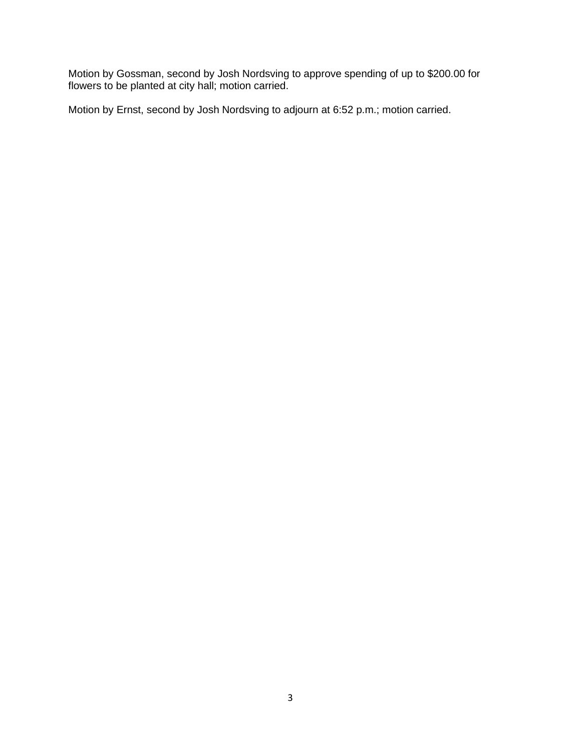Motion by Gossman, second by Josh Nordsving to approve spending of up to $200.00 for flowers to be planted at city hall; motion carried.

Motion by Ernst, second by Josh Nordsving to adjourn at 6:52 p.m.; motion carried.